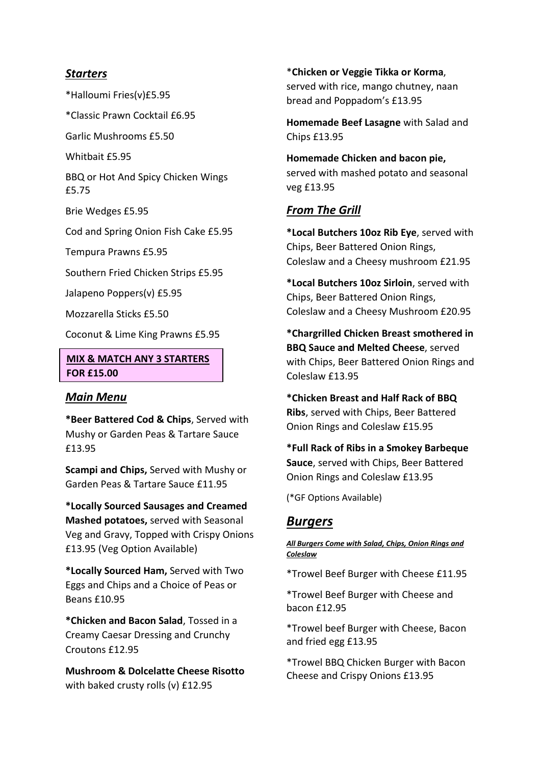## ***Starters***

*Halloumi Fries(v)£5.95

*Classic Prawn Cocktail £6.95

Garlic Mushrooms £5.50

Whitbait £5.95

BBQ or Hot And Spicy Chicken Wings £5.75

Brie Wedges £5.95

Cod and Spring Onion Fish Cake £5.95

Tempura Prawns £5.95

Southern Fried Chicken Strips £5.95

Jalapeno Poppers(v) £5.95

Mozzarella Sticks £5.50

Coconut & Lime King Prawns £5.95

**MIX & MATCH ANY 3 STARTERS FOR £15.00**

## ***Main Menu***

***Beer Battered Cod & Chips**, Served with Mushy or Garden Peas & Tartare Sauce £13.95

**Scampi and Chips,** Served with Mushy or Garden Peas & Tartare Sauce £11.95

***Locally Sourced Sausages and Creamed Mashed potatoes,** served with Seasonal Veg and Gravy, Topped with Crispy Onions £13.95 (Veg Option Available)

***Locally Sourced Ham,** Served with Two Eggs and Chips and a Choice of Peas or Beans £10.95

***Chicken and Bacon Salad**, Tossed in a Creamy Caesar Dressing and Crunchy Croutons £12.95

**Mushroom & Dolcelatte Cheese Risotto** with baked crusty rolls (v) £12.95

***Chicken or Veggie Tikka or Korma**, served with rice, mango chutney, naan bread and Poppadom's £13.95

**Homemade Beef Lasagne** with Salad and Chips £13.95

**Homemade Chicken and bacon pie,** served with mashed potato and seasonal veg £13.95

## ***From The Grill***

***Local Butchers 10oz Rib Eye**, served with Chips, Beer Battered Onion Rings, Coleslaw and a Cheesy mushroom £21.95

***Local Butchers 10oz Sirloin**, served with Chips, Beer Battered Onion Rings, Coleslaw and a Cheesy Mushroom £20.95

***Chargrilled Chicken Breast smothered in BBQ Sauce and Melted Cheese**, served with Chips, Beer Battered Onion Rings and Coleslaw £13.95

***Chicken Breast and Half Rack of BBQ Ribs**, served with Chips, Beer Battered Onion Rings and Coleslaw £15.95

***Full Rack of Ribs in a Smokey Barbeque Sauce**, served with Chips, Beer Battered Onion Rings and Coleslaw £13.95

(*GF Options Available)

## ***Burgers***

***All Burgers Come with Salad, Chips, Onion Rings and Coleslaw***

*Trowel Beef Burger with Cheese £11.95

*Trowel Beef Burger with Cheese and bacon £12.95

*Trowel beef Burger with Cheese, Bacon and fried egg £13.95

*Trowel BBQ Chicken Burger with Bacon Cheese and Crispy Onions £13.95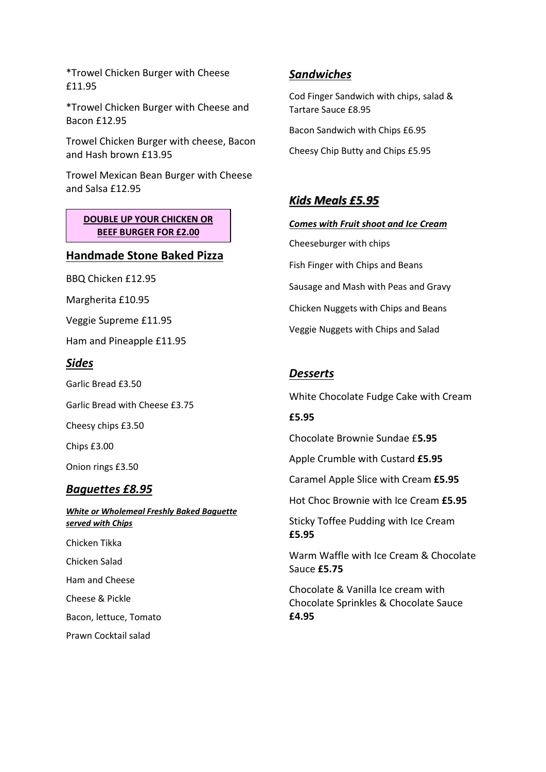*Trowel Chicken Burger with Cheese £11.95

*Trowel Chicken Burger with Cheese and Bacon £12.95

Trowel Chicken Burger with cheese, Bacon and Hash brown £13.95

Trowel Mexican Bean Burger with Cheese and Salsa £12.95

**DOUBLE UP YOUR CHICKEN OR BEEF BURGER FOR £2.00**

## Handmade Stone Baked Pizza

BBQ Chicken £12.95

Margherita £10.95

Veggie Supreme £11.95

Ham and Pineapple £11.95

## *Sides*

Garlic Bread £3.50

Garlic Bread with Cheese £3.75

Cheesy chips £3.50

Chips £3.00

Onion rings £3.50

## *Baguettes £8.95*

***White or Wholemeal Freshly Baked Baguette served with Chips***

Chicken Tikka

Chicken Salad

Ham and Cheese

Cheese & Pickle

Bacon, lettuce, Tomato

Prawn Cocktail salad

## *Sandwiches*

Cod Finger Sandwich with chips, salad & Tartare Sauce £8.95

Bacon Sandwich with Chips £6.95

Cheesy Chip Butty and Chips £5.95

## *Kids Meals £5.95*

***Comes with Fruit shoot and Ice Cream***

Cheeseburger with chips

Fish Finger with Chips and Beans

Sausage and Mash with Peas and Gravy

Chicken Nuggets with Chips and Beans

Veggie Nuggets with Chips and Salad

## *Desserts*

White Chocolate Fudge Cake with Cream **£5.95**

Chocolate Brownie Sundae £**5.95**

Apple Crumble with Custard **£5.95**

Caramel Apple Slice with Cream **£5.95**

Hot Choc Brownie with Ice Cream **£5.95**

Sticky Toffee Pudding with Ice Cream **£5.95**

Warm Waffle with Ice Cream & Chocolate Sauce **£5.75**

Chocolate & Vanilla Ice cream with Chocolate Sprinkles & Chocolate Sauce **£4.95**